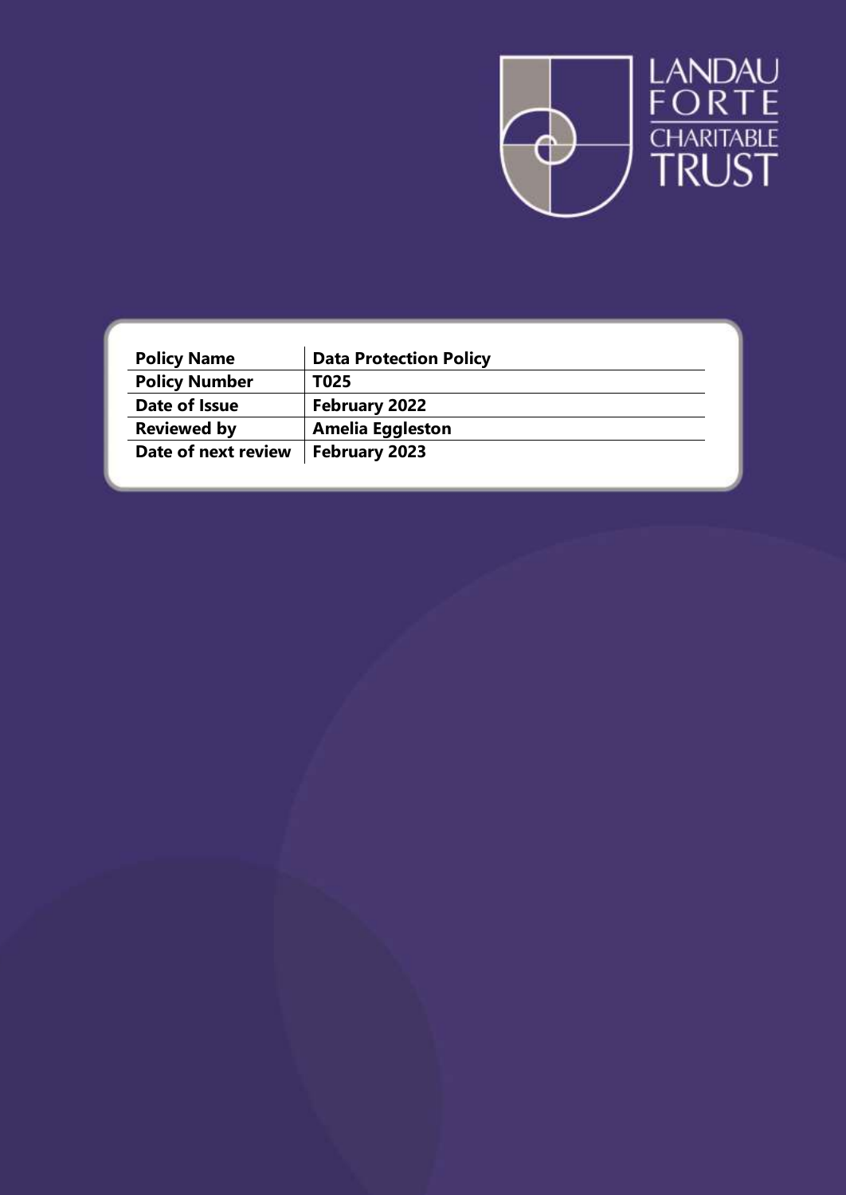LANDAU FORTE CHARITABLE TRUST

| Policy Name | Data Protection Policy |
| --- | --- |
| Policy Number | T025 |
| Date of Issue | February 2022 |
| Reviewed by | Amelia Eggleston |
| Date of next review | February 2023 |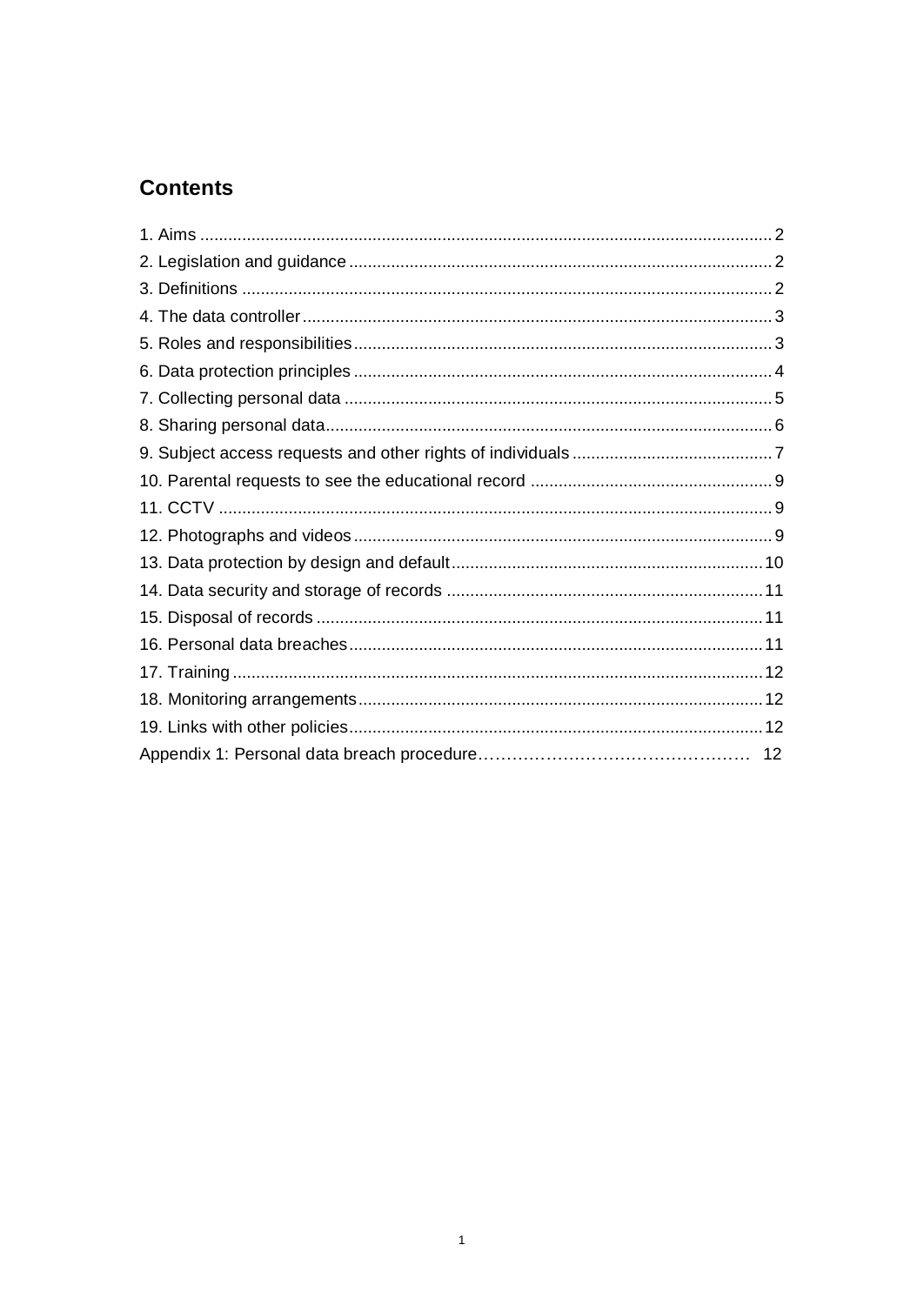## Contents

1. Aims .......................................................................................................................... 2
2. Legislation and guidance .......................................................................................... 2
3. Definitions ................................................................................................................. 2
4. The data controller .................................................................................................... 3
5. Roles and responsibilities ......................................................................................... 3
6. Data protection principles ......................................................................................... 4
7. Collecting personal data ........................................................................................... 5
8. Sharing personal data ............................................................................................... 6
9. Subject access requests and other rights of individuals ........................................... 7
10. Parental requests to see the educational record .................................................... 9
11. CCTV ...................................................................................................................... 9
12. Photographs and videos ......................................................................................... 9
13. Data protection by design and default .................................................................. 10
14. Data security and storage of records .................................................................... 11
15. Disposal of records ............................................................................................... 11
16. Personal data breaches ........................................................................................ 11
17. Training ................................................................................................................. 12
18. Monitoring arrangements ...................................................................................... 12
19. Links with other policies ........................................................................................ 12

Appendix 1: Personal data breach procedure………………………………………… 12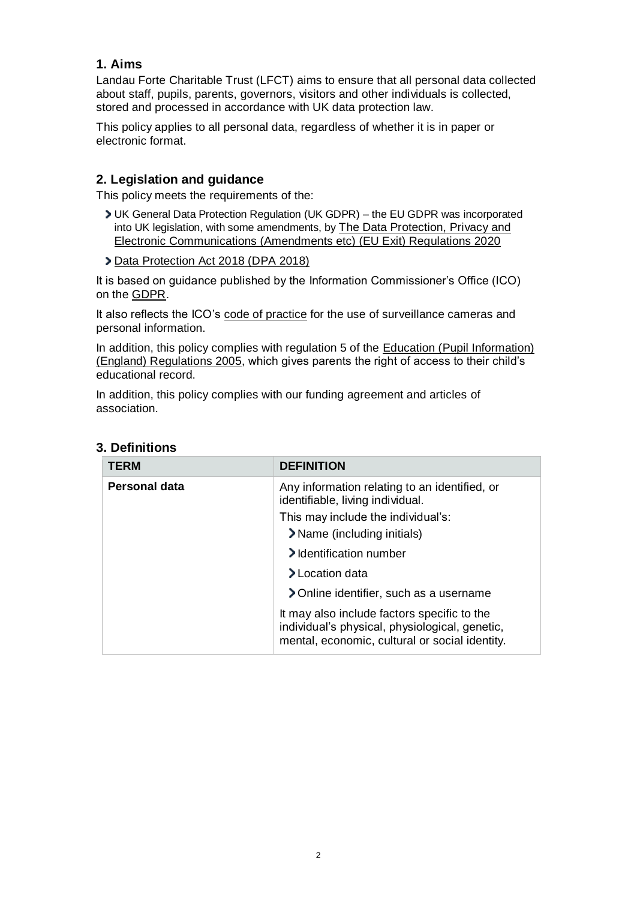## 1. Aims

Landau Forte Charitable Trust (LFCT) aims to ensure that all personal data collected about staff, pupils, parents, governors, visitors and other individuals is collected, stored and processed in accordance with UK data protection law.

This policy applies to all personal data, regardless of whether it is in paper or electronic format.

## 2. Legislation and guidance

This policy meets the requirements of the:

- UK General Data Protection Regulation (UK GDPR) – the EU GDPR was incorporated into UK legislation, with some amendments, by The Data Protection, Privacy and Electronic Communications (Amendments etc) (EU Exit) Regulations 2020
- Data Protection Act 2018 (DPA 2018)

It is based on guidance published by the Information Commissioner's Office (ICO) on the GDPR.

It also reflects the ICO's code of practice for the use of surveillance cameras and personal information.

In addition, this policy complies with regulation 5 of the Education (Pupil Information) (England) Regulations 2005, which gives parents the right of access to their child's educational record.

In addition, this policy complies with our funding agreement and articles of association.

## 3. Definitions

| TERM | DEFINITION |
| --- | --- |
| **Personal data** | Any information relating to an identified, or identifiable, living individual.<br>This may include the individual's:<br>- Name (including initials)<br>- Identification number<br>- Location data<br>- Online identifier, such as a username<br><br>It may also include factors specific to the individual's physical, physiological, genetic, mental, economic, cultural or social identity. |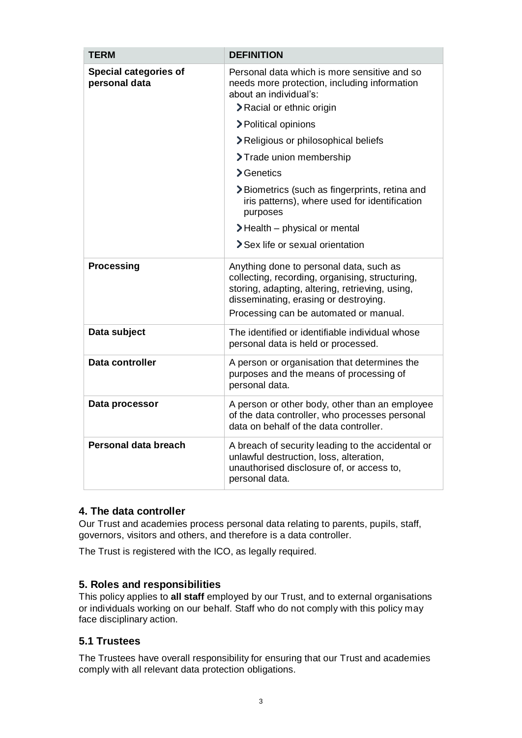| TERM | DEFINITION |
|---|---|
| **Special categories of personal data** | Personal data which is more sensitive and so needs more protection, including information about an individual's:<br>› Racial or ethnic origin<br>› Political opinions<br>› Religious or philosophical beliefs<br>› Trade union membership<br>› Genetics<br>› Biometrics (such as fingerprints, retina and iris patterns), where used for identification purposes<br>› Health – physical or mental<br>› Sex life or sexual orientation |
| **Processing** | Anything done to personal data, such as collecting, recording, organising, structuring, storing, adapting, altering, retrieving, using, disseminating, erasing or destroying.<br>Processing can be automated or manual. |
| **Data subject** | The identified or identifiable individual whose personal data is held or processed. |
| **Data controller** | A person or organisation that determines the purposes and the means of processing of personal data. |
| **Data processor** | A person or other body, other than an employee of the data controller, who processes personal data on behalf of the data controller. |
| **Personal data breach** | A breach of security leading to the accidental or unlawful destruction, loss, alteration, unauthorised disclosure of, or access to, personal data. |

## 4. The data controller

Our Trust and academies process personal data relating to parents, pupils, staff, governors, visitors and others, and therefore is a data controller.

The Trust is registered with the ICO, as legally required.

## 5. Roles and responsibilities

This policy applies to **all staff** employed by our Trust, and to external organisations or individuals working on our behalf. Staff who do not comply with this policy may face disciplinary action.

### 5.1 Trustees

The Trustees have overall responsibility for ensuring that our Trust and academies comply with all relevant data protection obligations.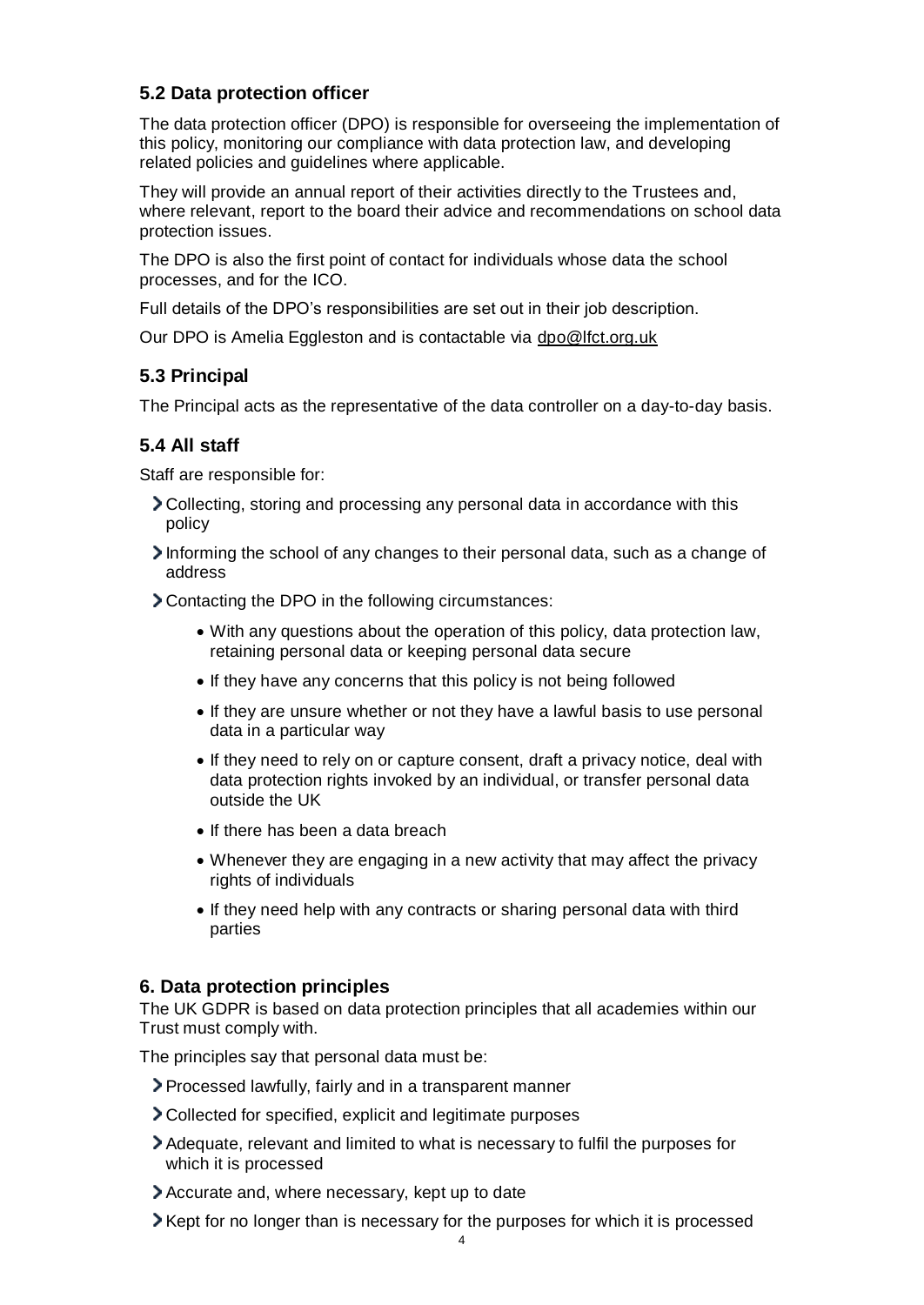### 5.2 Data protection officer

The data protection officer (DPO) is responsible for overseeing the implementation of this policy, monitoring our compliance with data protection law, and developing related policies and guidelines where applicable.

They will provide an annual report of their activities directly to the Trustees and, where relevant, report to the board their advice and recommendations on school data protection issues.

The DPO is also the first point of contact for individuals whose data the school processes, and for the ICO.

Full details of the DPO's responsibilities are set out in their job description.

Our DPO is Amelia Eggleston and is contactable via dpo@lfct.org.uk

### 5.3 Principal

The Principal acts as the representative of the data controller on a day-to-day basis.

### 5.4 All staff

Staff are responsible for:

- Collecting, storing and processing any personal data in accordance with this policy
- Informing the school of any changes to their personal data, such as a change of address
- Contacting the DPO in the following circumstances:
  - With any questions about the operation of this policy, data protection law, retaining personal data or keeping personal data secure
  - If they have any concerns that this policy is not being followed
  - If they are unsure whether or not they have a lawful basis to use personal data in a particular way
  - If they need to rely on or capture consent, draft a privacy notice, deal with data protection rights invoked by an individual, or transfer personal data outside the UK
  - If there has been a data breach
  - Whenever they are engaging in a new activity that may affect the privacy rights of individuals
  - If they need help with any contracts or sharing personal data with third parties

## 6. Data protection principles

The UK GDPR is based on data protection principles that all academies within our Trust must comply with.

The principles say that personal data must be:

- Processed lawfully, fairly and in a transparent manner
- Collected for specified, explicit and legitimate purposes
- Adequate, relevant and limited to what is necessary to fulfil the purposes for which it is processed
- Accurate and, where necessary, kept up to date
- Kept for no longer than is necessary for the purposes for which it is processed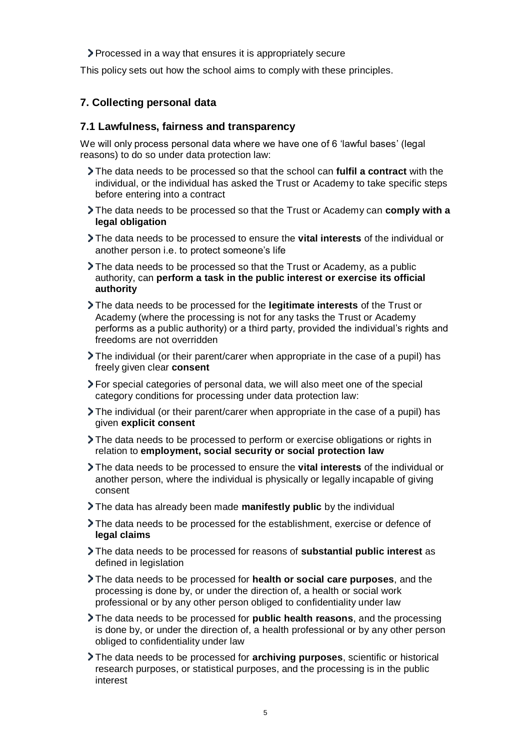- Processed in a way that ensures it is appropriately secure

This policy sets out how the school aims to comply with these principles.

## 7. Collecting personal data

### 7.1 Lawfulness, fairness and transparency

We will only process personal data where we have one of 6 'lawful bases' (legal reasons) to do so under data protection law:

- The data needs to be processed so that the school can **fulfil a contract** with the individual, or the individual has asked the Trust or Academy to take specific steps before entering into a contract
- The data needs to be processed so that the Trust or Academy can **comply with a legal obligation**
- The data needs to be processed to ensure the **vital interests** of the individual or another person i.e. to protect someone's life
- The data needs to be processed so that the Trust or Academy, as a public authority, can **perform a task in the public interest or exercise its official authority**
- The data needs to be processed for the **legitimate interests** of the Trust or Academy (where the processing is not for any tasks the Trust or Academy performs as a public authority) or a third party, provided the individual's rights and freedoms are not overridden
- The individual (or their parent/carer when appropriate in the case of a pupil) has freely given clear **consent**
- For special categories of personal data, we will also meet one of the special category conditions for processing under data protection law:
- The individual (or their parent/carer when appropriate in the case of a pupil) has given **explicit consent**
- The data needs to be processed to perform or exercise obligations or rights in relation to **employment, social security or social protection law**
- The data needs to be processed to ensure the **vital interests** of the individual or another person, where the individual is physically or legally incapable of giving consent
- The data has already been made **manifestly public** by the individual
- The data needs to be processed for the establishment, exercise or defence of **legal claims**
- The data needs to be processed for reasons of **substantial public interest** as defined in legislation
- The data needs to be processed for **health or social care purposes**, and the processing is done by, or under the direction of, a health or social work professional or by any other person obliged to confidentiality under law
- The data needs to be processed for **public health reasons**, and the processing is done by, or under the direction of, a health professional or by any other person obliged to confidentiality under law
- The data needs to be processed for **archiving purposes**, scientific or historical research purposes, or statistical purposes, and the processing is in the public interest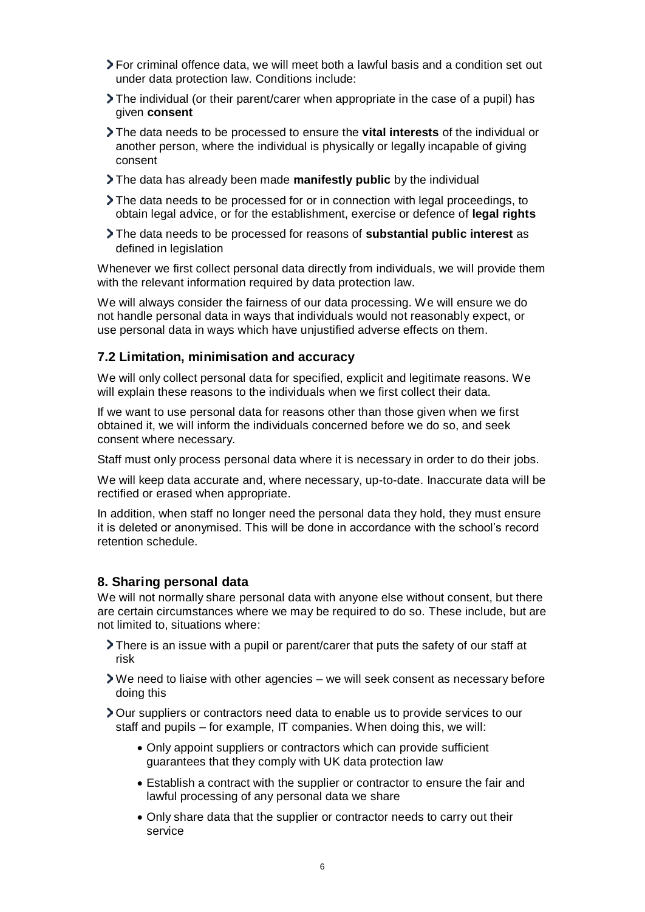- For criminal offence data, we will meet both a lawful basis and a condition set out under data protection law. Conditions include:
- The individual (or their parent/carer when appropriate in the case of a pupil) has given **consent**
- The data needs to be processed to ensure the **vital interests** of the individual or another person, where the individual is physically or legally incapable of giving consent
- The data has already been made **manifestly public** by the individual
- The data needs to be processed for or in connection with legal proceedings, to obtain legal advice, or for the establishment, exercise or defence of **legal rights**
- The data needs to be processed for reasons of **substantial public interest** as defined in legislation

Whenever we first collect personal data directly from individuals, we will provide them with the relevant information required by data protection law.

We will always consider the fairness of our data processing. We will ensure we do not handle personal data in ways that individuals would not reasonably expect, or use personal data in ways which have unjustified adverse effects on them.

### 7.2 Limitation, minimisation and accuracy

We will only collect personal data for specified, explicit and legitimate reasons. We will explain these reasons to the individuals when we first collect their data.

If we want to use personal data for reasons other than those given when we first obtained it, we will inform the individuals concerned before we do so, and seek consent where necessary.

Staff must only process personal data where it is necessary in order to do their jobs.

We will keep data accurate and, where necessary, up-to-date. Inaccurate data will be rectified or erased when appropriate.

In addition, when staff no longer need the personal data they hold, they must ensure it is deleted or anonymised. This will be done in accordance with the school's record retention schedule.

## 8. Sharing personal data

We will not normally share personal data with anyone else without consent, but there are certain circumstances where we may be required to do so. These include, but are not limited to, situations where:

- There is an issue with a pupil or parent/carer that puts the safety of our staff at risk
- We need to liaise with other agencies – we will seek consent as necessary before doing this
- Our suppliers or contractors need data to enable us to provide services to our staff and pupils – for example, IT companies. When doing this, we will:
  - Only appoint suppliers or contractors which can provide sufficient guarantees that they comply with UK data protection law
  - Establish a contract with the supplier or contractor to ensure the fair and lawful processing of any personal data we share
  - Only share data that the supplier or contractor needs to carry out their service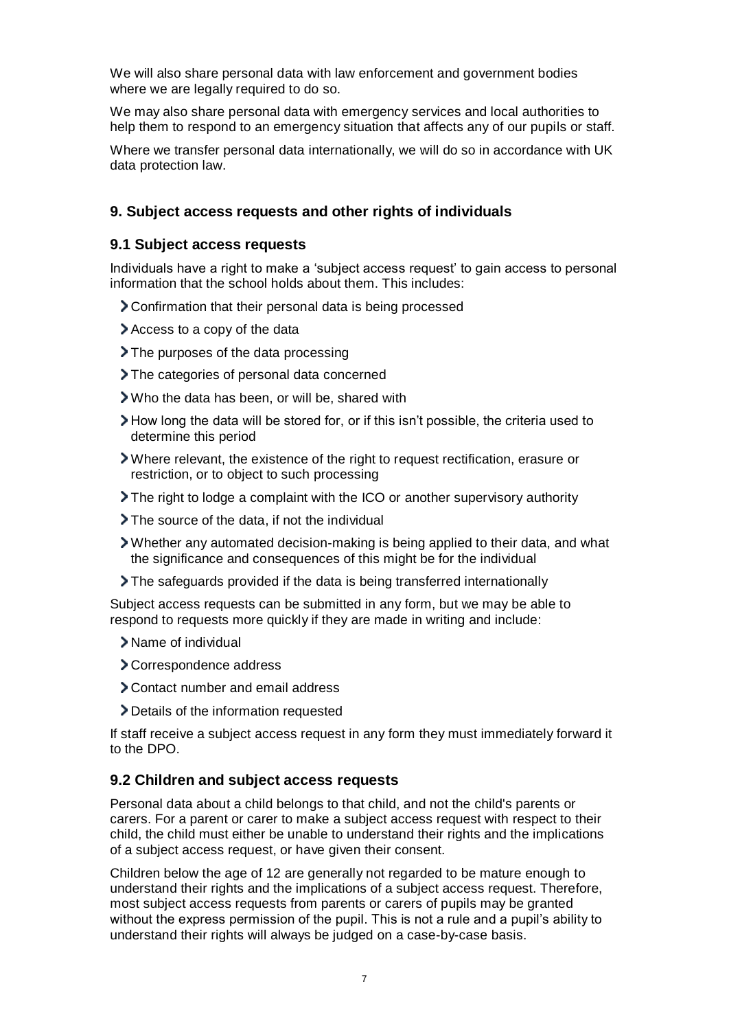We will also share personal data with law enforcement and government bodies where we are legally required to do so.

We may also share personal data with emergency services and local authorities to help them to respond to an emergency situation that affects any of our pupils or staff.

Where we transfer personal data internationally, we will do so in accordance with UK data protection law.

## 9. Subject access requests and other rights of individuals

### 9.1 Subject access requests

Individuals have a right to make a 'subject access request' to gain access to personal information that the school holds about them. This includes:

- Confirmation that their personal data is being processed
- Access to a copy of the data
- The purposes of the data processing
- The categories of personal data concerned
- Who the data has been, or will be, shared with
- How long the data will be stored for, or if this isn't possible, the criteria used to determine this period
- Where relevant, the existence of the right to request rectification, erasure or restriction, or to object to such processing
- The right to lodge a complaint with the ICO or another supervisory authority
- The source of the data, if not the individual
- Whether any automated decision-making is being applied to their data, and what the significance and consequences of this might be for the individual
- The safeguards provided if the data is being transferred internationally

Subject access requests can be submitted in any form, but we may be able to respond to requests more quickly if they are made in writing and include:

- Name of individual
- Correspondence address
- Contact number and email address
- Details of the information requested

If staff receive a subject access request in any form they must immediately forward it to the DPO.

### 9.2 Children and subject access requests

Personal data about a child belongs to that child, and not the child's parents or carers. For a parent or carer to make a subject access request with respect to their child, the child must either be unable to understand their rights and the implications of a subject access request, or have given their consent.

Children below the age of 12 are generally not regarded to be mature enough to understand their rights and the implications of a subject access request. Therefore, most subject access requests from parents or carers of pupils may be granted without the express permission of the pupil. This is not a rule and a pupil's ability to understand their rights will always be judged on a case-by-case basis.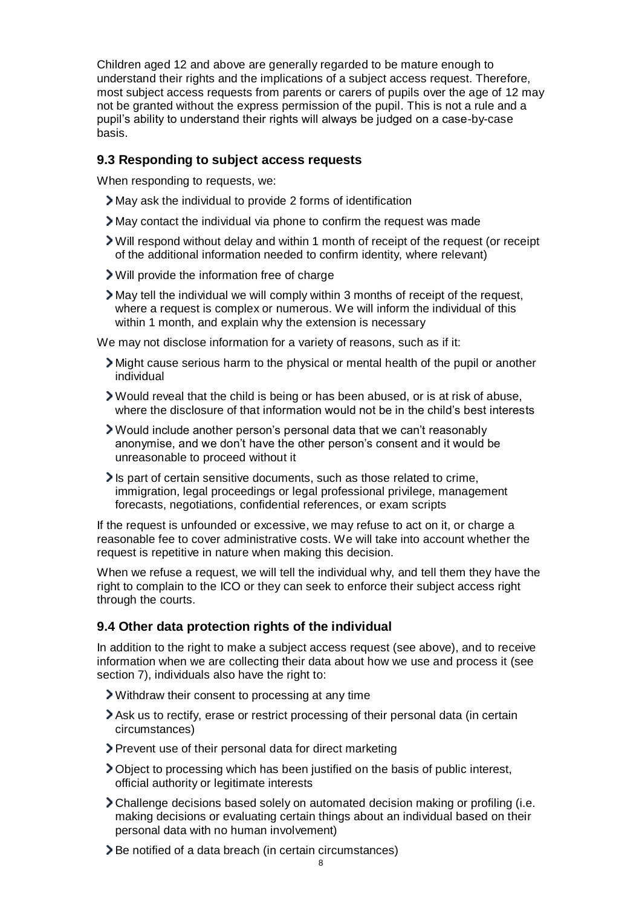Children aged 12 and above are generally regarded to be mature enough to understand their rights and the implications of a subject access request. Therefore, most subject access requests from parents or carers of pupils over the age of 12 may not be granted without the express permission of the pupil. This is not a rule and a pupil's ability to understand their rights will always be judged on a case-by-case basis.

### 9.3 Responding to subject access requests

When responding to requests, we:

- May ask the individual to provide 2 forms of identification
- May contact the individual via phone to confirm the request was made
- Will respond without delay and within 1 month of receipt of the request (or receipt of the additional information needed to confirm identity, where relevant)
- Will provide the information free of charge
- May tell the individual we will comply within 3 months of receipt of the request, where a request is complex or numerous. We will inform the individual of this within 1 month, and explain why the extension is necessary

We may not disclose information for a variety of reasons, such as if it:

- Might cause serious harm to the physical or mental health of the pupil or another individual
- Would reveal that the child is being or has been abused, or is at risk of abuse, where the disclosure of that information would not be in the child's best interests
- Would include another person's personal data that we can't reasonably anonymise, and we don't have the other person's consent and it would be unreasonable to proceed without it
- Is part of certain sensitive documents, such as those related to crime, immigration, legal proceedings or legal professional privilege, management forecasts, negotiations, confidential references, or exam scripts

If the request is unfounded or excessive, we may refuse to act on it, or charge a reasonable fee to cover administrative costs. We will take into account whether the request is repetitive in nature when making this decision.

When we refuse a request, we will tell the individual why, and tell them they have the right to complain to the ICO or they can seek to enforce their subject access right through the courts.

### 9.4 Other data protection rights of the individual

In addition to the right to make a subject access request (see above), and to receive information when we are collecting their data about how we use and process it (see section 7), individuals also have the right to:

- Withdraw their consent to processing at any time
- Ask us to rectify, erase or restrict processing of their personal data (in certain circumstances)
- Prevent use of their personal data for direct marketing
- Object to processing which has been justified on the basis of public interest, official authority or legitimate interests
- Challenge decisions based solely on automated decision making or profiling (i.e. making decisions or evaluating certain things about an individual based on their personal data with no human involvement)
- Be notified of a data breach (in certain circumstances)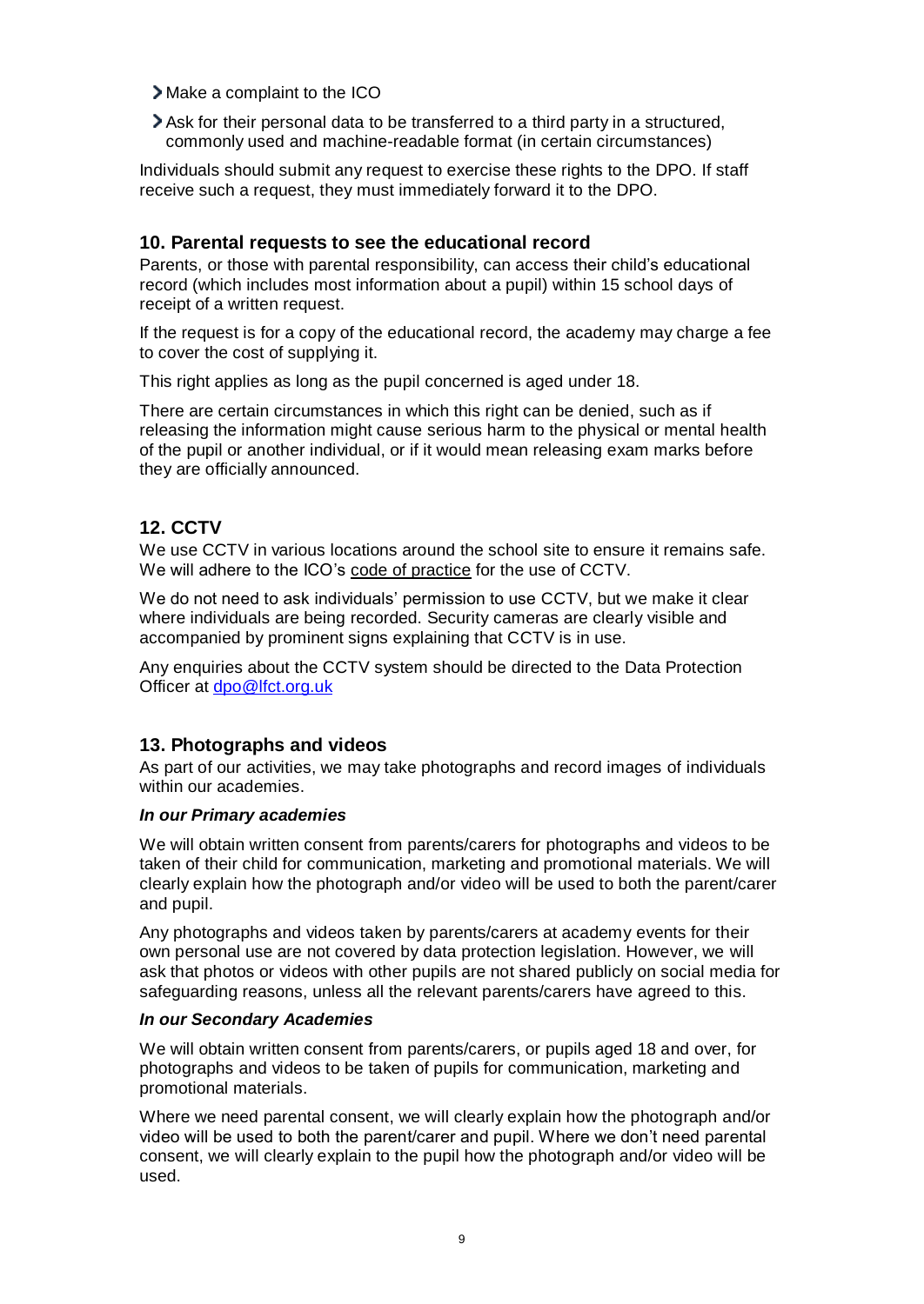- Make a complaint to the ICO
- Ask for their personal data to be transferred to a third party in a structured, commonly used and machine-readable format (in certain circumstances)

Individuals should submit any request to exercise these rights to the DPO. If staff receive such a request, they must immediately forward it to the DPO.

## 10. Parental requests to see the educational record

Parents, or those with parental responsibility, can access their child's educational record (which includes most information about a pupil) within 15 school days of receipt of a written request.

If the request is for a copy of the educational record, the academy may charge a fee to cover the cost of supplying it.

This right applies as long as the pupil concerned is aged under 18.

There are certain circumstances in which this right can be denied, such as if releasing the information might cause serious harm to the physical or mental health of the pupil or another individual, or if it would mean releasing exam marks before they are officially announced.

## 12. CCTV

We use CCTV in various locations around the school site to ensure it remains safe. We will adhere to the ICO's code of practice for the use of CCTV.

We do not need to ask individuals' permission to use CCTV, but we make it clear where individuals are being recorded. Security cameras are clearly visible and accompanied by prominent signs explaining that CCTV is in use.

Any enquiries about the CCTV system should be directed to the Data Protection Officer at dpo@lfct.org.uk

## 13. Photographs and videos

As part of our activities, we may take photographs and record images of individuals within our academies.

***In our Primary academies***

We will obtain written consent from parents/carers for photographs and videos to be taken of their child for communication, marketing and promotional materials. We will clearly explain how the photograph and/or video will be used to both the parent/carer and pupil.

Any photographs and videos taken by parents/carers at academy events for their own personal use are not covered by data protection legislation. However, we will ask that photos or videos with other pupils are not shared publicly on social media for safeguarding reasons, unless all the relevant parents/carers have agreed to this.

***In our Secondary Academies***

We will obtain written consent from parents/carers, or pupils aged 18 and over, for photographs and videos to be taken of pupils for communication, marketing and promotional materials.

Where we need parental consent, we will clearly explain how the photograph and/or video will be used to both the parent/carer and pupil. Where we don't need parental consent, we will clearly explain to the pupil how the photograph and/or video will be used.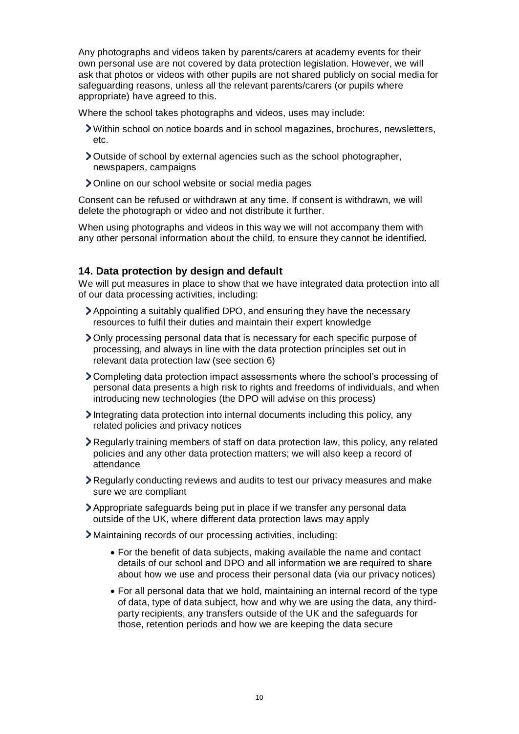Any photographs and videos taken by parents/carers at academy events for their own personal use are not covered by data protection legislation. However, we will ask that photos or videos with other pupils are not shared publicly on social media for safeguarding reasons, unless all the relevant parents/carers (or pupils where appropriate) have agreed to this.

Where the school takes photographs and videos, uses may include:

- Within school on notice boards and in school magazines, brochures, newsletters, etc.
- Outside of school by external agencies such as the school photographer, newspapers, campaigns
- Online on our school website or social media pages

Consent can be refused or withdrawn at any time. If consent is withdrawn, we will delete the photograph or video and not distribute it further.

When using photographs and videos in this way we will not accompany them with any other personal information about the child, to ensure they cannot be identified.

### 14. Data protection by design and default

We will put measures in place to show that we have integrated data protection into all of our data processing activities, including:

- Appointing a suitably qualified DPO, and ensuring they have the necessary resources to fulfil their duties and maintain their expert knowledge
- Only processing personal data that is necessary for each specific purpose of processing, and always in line with the data protection principles set out in relevant data protection law (see section 6)
- Completing data protection impact assessments where the school's processing of personal data presents a high risk to rights and freedoms of individuals, and when introducing new technologies (the DPO will advise on this process)
- Integrating data protection into internal documents including this policy, any related policies and privacy notices
- Regularly training members of staff on data protection law, this policy, any related policies and any other data protection matters; we will also keep a record of attendance
- Regularly conducting reviews and audits to test our privacy measures and make sure we are compliant
- Appropriate safeguards being put in place if we transfer any personal data outside of the UK, where different data protection laws may apply
- Maintaining records of our processing activities, including:
    - For the benefit of data subjects, making available the name and contact details of our school and DPO and all information we are required to share about how we use and process their personal data (via our privacy notices)
    - For all personal data that we hold, maintaining an internal record of the type of data, type of data subject, how and why we are using the data, any third-party recipients, any transfers outside of the UK and the safeguards for those, retention periods and how we are keeping the data secure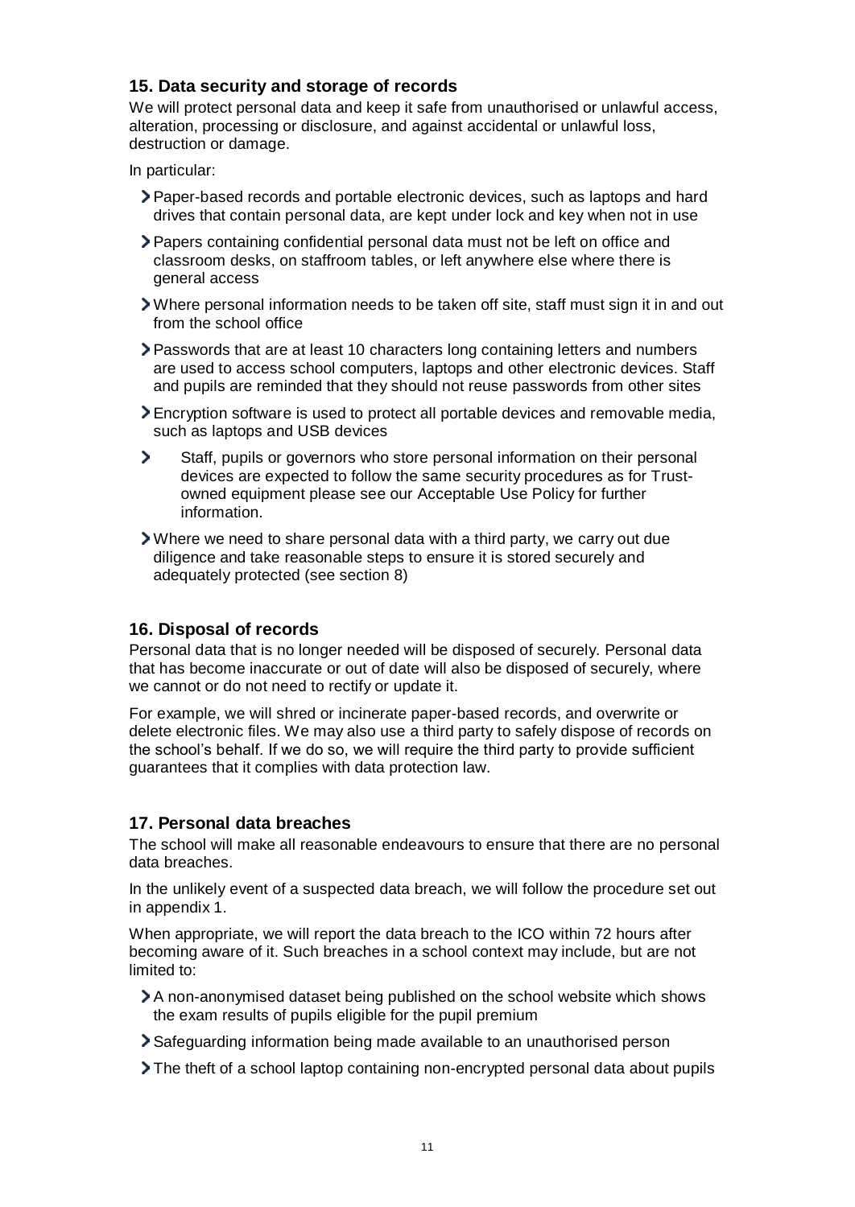## 15. Data security and storage of records

We will protect personal data and keep it safe from unauthorised or unlawful access, alteration, processing or disclosure, and against accidental or unlawful loss, destruction or damage.

In particular:

- Paper-based records and portable electronic devices, such as laptops and hard drives that contain personal data, are kept under lock and key when not in use
- Papers containing confidential personal data must not be left on office and classroom desks, on staffroom tables, or left anywhere else where there is general access
- Where personal information needs to be taken off site, staff must sign it in and out from the school office
- Passwords that are at least 10 characters long containing letters and numbers are used to access school computers, laptops and other electronic devices. Staff and pupils are reminded that they should not reuse passwords from other sites
- Encryption software is used to protect all portable devices and removable media, such as laptops and USB devices
- Staff, pupils or governors who store personal information on their personal devices are expected to follow the same security procedures as for Trust-owned equipment please see our Acceptable Use Policy for further information.
- Where we need to share personal data with a third party, we carry out due diligence and take reasonable steps to ensure it is stored securely and adequately protected (see section 8)

## 16. Disposal of records

Personal data that is no longer needed will be disposed of securely. Personal data that has become inaccurate or out of date will also be disposed of securely, where we cannot or do not need to rectify or update it.

For example, we will shred or incinerate paper-based records, and overwrite or delete electronic files. We may also use a third party to safely dispose of records on the school's behalf. If we do so, we will require the third party to provide sufficient guarantees that it complies with data protection law.

## 17. Personal data breaches

The school will make all reasonable endeavours to ensure that there are no personal data breaches.

In the unlikely event of a suspected data breach, we will follow the procedure set out in appendix 1.

When appropriate, we will report the data breach to the ICO within 72 hours after becoming aware of it. Such breaches in a school context may include, but are not limited to:

- A non-anonymised dataset being published on the school website which shows the exam results of pupils eligible for the pupil premium
- Safeguarding information being made available to an unauthorised person
- The theft of a school laptop containing non-encrypted personal data about pupils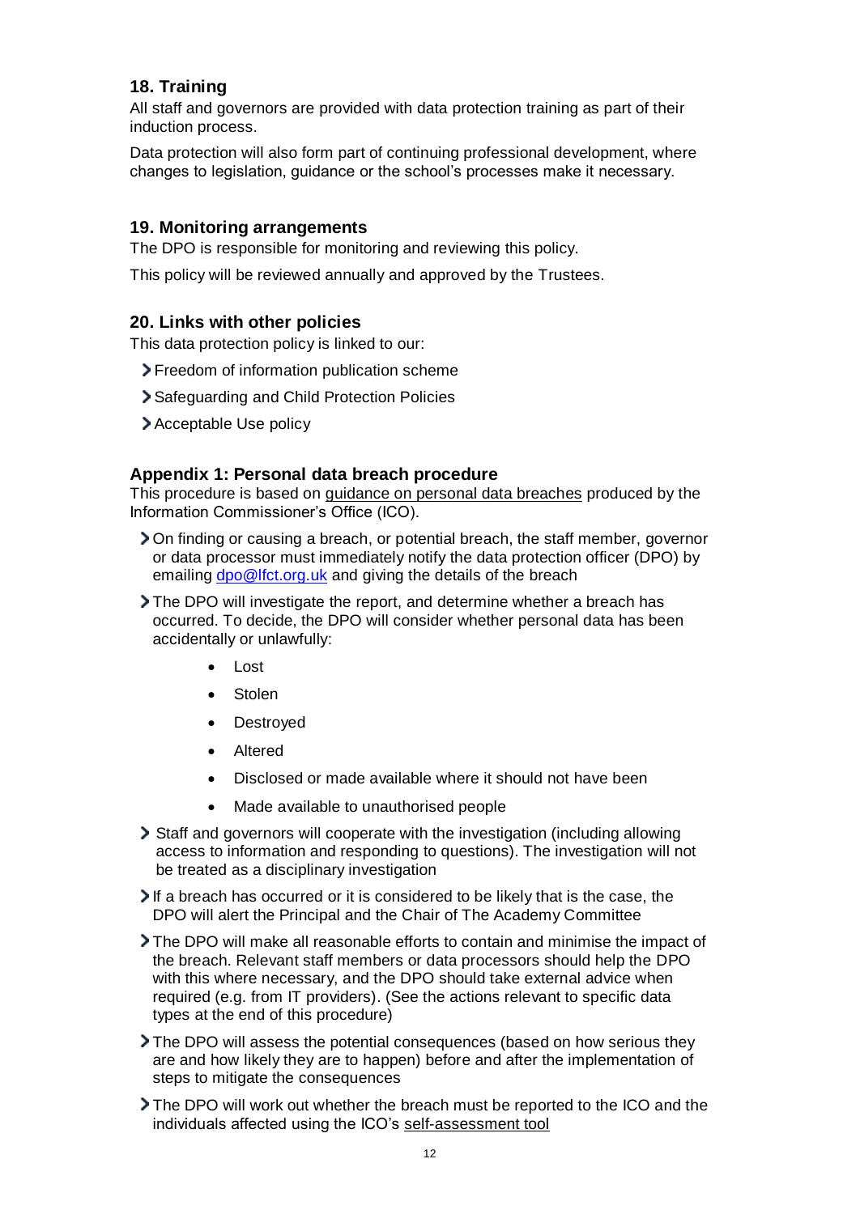## 18. Training

All staff and governors are provided with data protection training as part of their induction process.

Data protection will also form part of continuing professional development, where changes to legislation, guidance or the school's processes make it necessary.

## 19. Monitoring arrangements

The DPO is responsible for monitoring and reviewing this policy.

This policy will be reviewed annually and approved by the Trustees.

## 20. Links with other policies

This data protection policy is linked to our:

- Freedom of information publication scheme
- Safeguarding and Child Protection Policies
- Acceptable Use policy

## Appendix 1: Personal data breach procedure

This procedure is based on guidance on personal data breaches produced by the Information Commissioner's Office (ICO).

- On finding or causing a breach, or potential breach, the staff member, governor or data processor must immediately notify the data protection officer (DPO) by emailing dpo@lfct.org.uk and giving the details of the breach
- The DPO will investigate the report, and determine whether a breach has occurred. To decide, the DPO will consider whether personal data has been accidentally or unlawfully:
    - Lost
    - Stolen
    - Destroyed
    - Altered
    - Disclosed or made available where it should not have been
    - Made available to unauthorised people
- Staff and governors will cooperate with the investigation (including allowing access to information and responding to questions). The investigation will not be treated as a disciplinary investigation
- If a breach has occurred or it is considered to be likely that is the case, the DPO will alert the Principal and the Chair of The Academy Committee
- The DPO will make all reasonable efforts to contain and minimise the impact of the breach. Relevant staff members or data processors should help the DPO with this where necessary, and the DPO should take external advice when required (e.g. from IT providers). (See the actions relevant to specific data types at the end of this procedure)
- The DPO will assess the potential consequences (based on how serious they are and how likely they are to happen) before and after the implementation of steps to mitigate the consequences
- The DPO will work out whether the breach must be reported to the ICO and the individuals affected using the ICO's self-assessment tool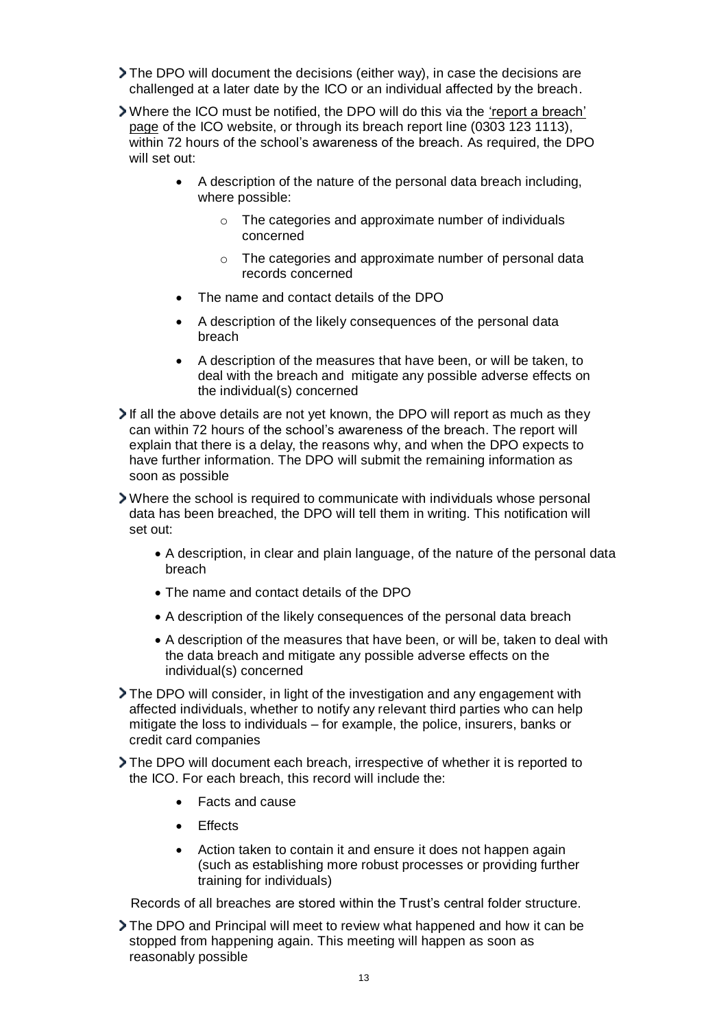- The DPO will document the decisions (either way), in case the decisions are challenged at a later date by the ICO or an individual affected by the breach.
- Where the ICO must be notified, the DPO will do this via the 'report a breach' page of the ICO website, or through its breach report line (0303 123 1113), within 72 hours of the school's awareness of the breach. As required, the DPO will set out:
    - A description of the nature of the personal data breach including, where possible:
        - The categories and approximate number of individuals concerned
        - The categories and approximate number of personal data records concerned
    - The name and contact details of the DPO
    - A description of the likely consequences of the personal data breach
    - A description of the measures that have been, or will be taken, to deal with the breach and mitigate any possible adverse effects on the individual(s) concerned
- If all the above details are not yet known, the DPO will report as much as they can within 72 hours of the school's awareness of the breach. The report will explain that there is a delay, the reasons why, and when the DPO expects to have further information. The DPO will submit the remaining information as soon as possible
- Where the school is required to communicate with individuals whose personal data has been breached, the DPO will tell them in writing. This notification will set out:
    - A description, in clear and plain language, of the nature of the personal data breach
    - The name and contact details of the DPO
    - A description of the likely consequences of the personal data breach
    - A description of the measures that have been, or will be, taken to deal with the data breach and mitigate any possible adverse effects on the individual(s) concerned
- The DPO will consider, in light of the investigation and any engagement with affected individuals, whether to notify any relevant third parties who can help mitigate the loss to individuals – for example, the police, insurers, banks or credit card companies
- The DPO will document each breach, irrespective of whether it is reported to the ICO. For each breach, this record will include the:
    - Facts and cause
    - Effects
    - Action taken to contain it and ensure it does not happen again (such as establishing more robust processes or providing further training for individuals)

  Records of all breaches are stored within the Trust's central folder structure.
- The DPO and Principal will meet to review what happened and how it can be stopped from happening again. This meeting will happen as soon as reasonably possible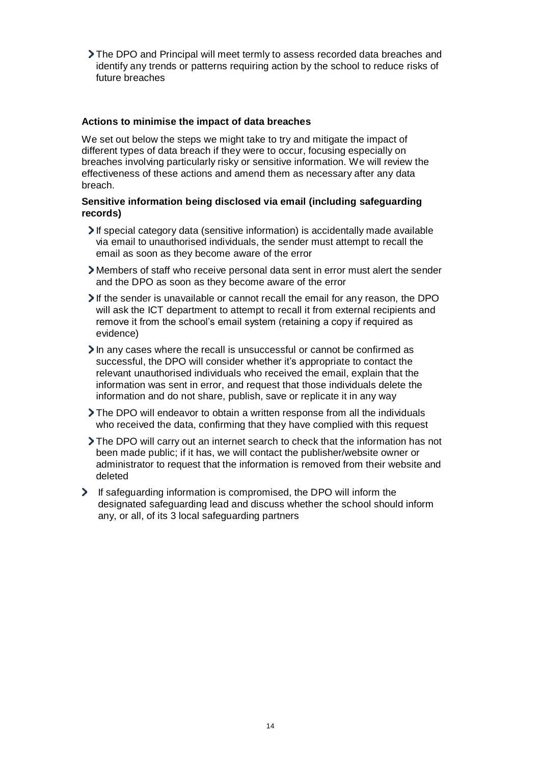- The DPO and Principal will meet termly to assess recorded data breaches and identify any trends or patterns requiring action by the school to reduce risks of future breaches

**Actions to minimise the impact of data breaches**

We set out below the steps we might take to try and mitigate the impact of different types of data breach if they were to occur, focusing especially on breaches involving particularly risky or sensitive information. We will review the effectiveness of these actions and amend them as necessary after any data breach.

**Sensitive information being disclosed via email (including safeguarding records)**

- If special category data (sensitive information) is accidentally made available via email to unauthorised individuals, the sender must attempt to recall the email as soon as they become aware of the error
- Members of staff who receive personal data sent in error must alert the sender and the DPO as soon as they become aware of the error
- If the sender is unavailable or cannot recall the email for any reason, the DPO will ask the ICT department to attempt to recall it from external recipients and remove it from the school's email system (retaining a copy if required as evidence)
- In any cases where the recall is unsuccessful or cannot be confirmed as successful, the DPO will consider whether it's appropriate to contact the relevant unauthorised individuals who received the email, explain that the information was sent in error, and request that those individuals delete the information and do not share, publish, save or replicate it in any way
- The DPO will endeavor to obtain a written response from all the individuals who received the data, confirming that they have complied with this request
- The DPO will carry out an internet search to check that the information has not been made public; if it has, we will contact the publisher/website owner or administrator to request that the information is removed from their website and deleted
- If safeguarding information is compromised, the DPO will inform the designated safeguarding lead and discuss whether the school should inform any, or all, of its 3 local safeguarding partners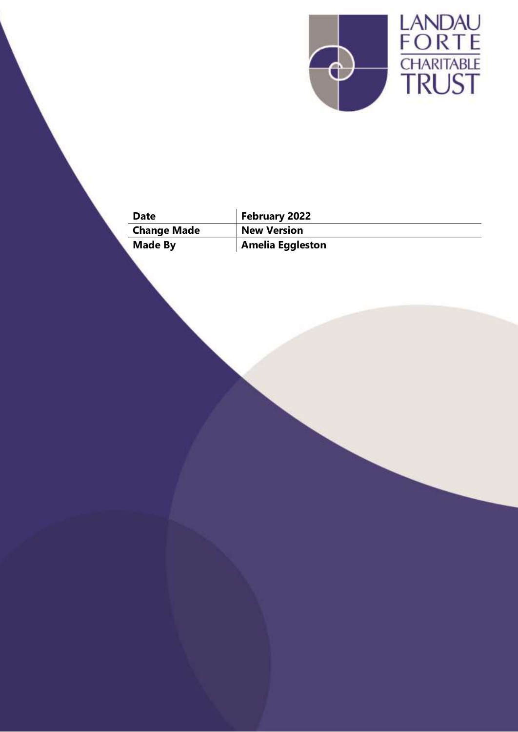LANDAU FORTE CHARITABLE TRUST

| | |
|---|---|
| **Date** | **February 2022** |
| **Change Made** | **New Version** |
| **Made By** | **Amelia Eggleston** |